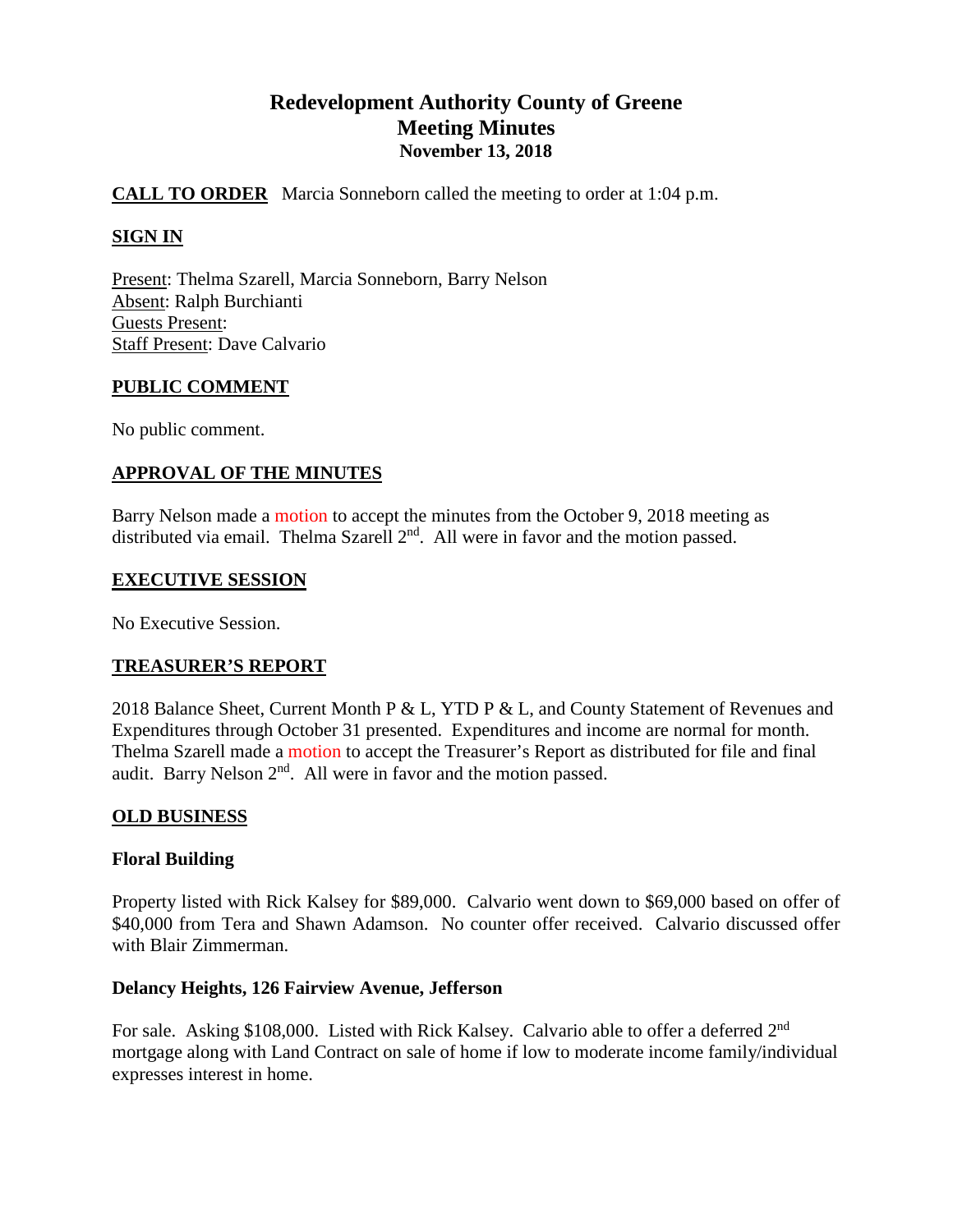# Redevelopment Authority County of Greene
## Meeting Minutes
### November 13, 2018

**CALL TO ORDER** Marcia Sonneborn called the meeting to order at 1:04 p.m.

**SIGN IN**

Present: Thelma Szarell, Marcia Sonneborn, Barry Nelson
Absent: Ralph Burchianti
Guests Present:
Staff Present: Dave Calvario

**PUBLIC COMMENT**

No public comment.

**APPROVAL OF THE MINUTES**

Barry Nelson made a motion to accept the minutes from the October 9, 2018 meeting as distributed via email. Thelma Szarell 2nd. All were in favor and the motion passed.

**EXECUTIVE SESSION**

No Executive Session.

**TREASURER'S REPORT**

2018 Balance Sheet, Current Month P & L, YTD P & L, and County Statement of Revenues and Expenditures through October 31 presented. Expenditures and income are normal for month. Thelma Szarell made a motion to accept the Treasurer's Report as distributed for file and final audit. Barry Nelson 2nd. All were in favor and the motion passed.

**OLD BUSINESS**

**Floral Building**

Property listed with Rick Kalsey for $89,000. Calvario went down to $69,000 based on offer of $40,000 from Tera and Shawn Adamson. No counter offer received. Calvario discussed offer with Blair Zimmerman.

**Delancy Heights, 126 Fairview Avenue, Jefferson**

For sale. Asking $108,000. Listed with Rick Kalsey. Calvario able to offer a deferred 2nd mortgage along with Land Contract on sale of home if low to moderate income family/individual expresses interest in home.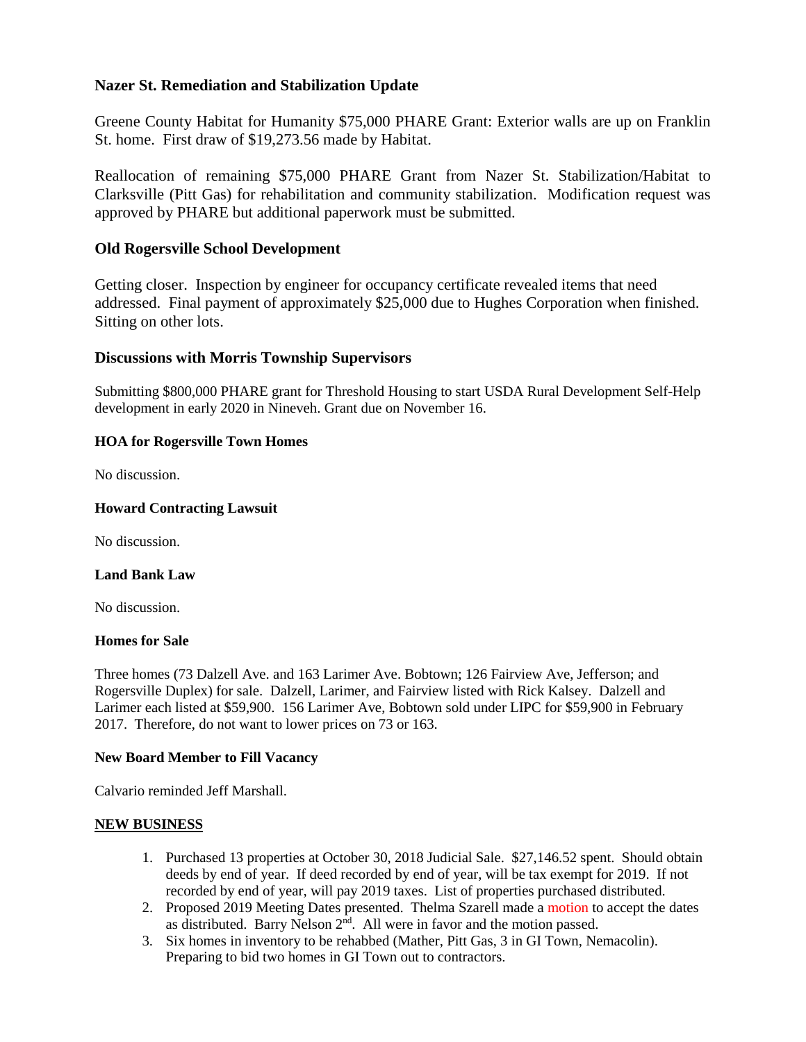**Nazer St. Remediation and Stabilization Update**

Greene County Habitat for Humanity $75,000 PHARE Grant: Exterior walls are up on Franklin St. home. First draw of $19,273.56 made by Habitat.

Reallocation of remaining $75,000 PHARE Grant from Nazer St. Stabilization/Habitat to Clarksville (Pitt Gas) for rehabilitation and community stabilization. Modification request was approved by PHARE but additional paperwork must be submitted.

**Old Rogersville School Development**

Getting closer. Inspection by engineer for occupancy certificate revealed items that need addressed. Final payment of approximately $25,000 due to Hughes Corporation when finished. Sitting on other lots.

**Discussions with Morris Township Supervisors**

Submitting $800,000 PHARE grant for Threshold Housing to start USDA Rural Development Self-Help development in early 2020 in Nineveh. Grant due on November 16.

**HOA for Rogersville Town Homes**

No discussion.

**Howard Contracting Lawsuit**

No discussion.

**Land Bank Law**

No discussion.

**Homes for Sale**

Three homes (73 Dalzell Ave. and 163 Larimer Ave. Bobtown; 126 Fairview Ave, Jefferson; and Rogersville Duplex) for sale. Dalzell, Larimer, and Fairview listed with Rick Kalsey. Dalzell and Larimer each listed at $59,900. 156 Larimer Ave, Bobtown sold under LIPC for $59,900 in February 2017. Therefore, do not want to lower prices on 73 or 163.

**New Board Member to Fill Vacancy**

Calvario reminded Jeff Marshall.

**NEW BUSINESS**

1. Purchased 13 properties at October 30, 2018 Judicial Sale. $27,146.52 spent. Should obtain deeds by end of year. If deed recorded by end of year, will be tax exempt for 2019. If not recorded by end of year, will pay 2019 taxes. List of properties purchased distributed.
2. Proposed 2019 Meeting Dates presented. Thelma Szarell made a motion to accept the dates as distributed. Barry Nelson 2nd. All were in favor and the motion passed.
3. Six homes in inventory to be rehabbed (Mather, Pitt Gas, 3 in GI Town, Nemacolin). Preparing to bid two homes in GI Town out to contractors.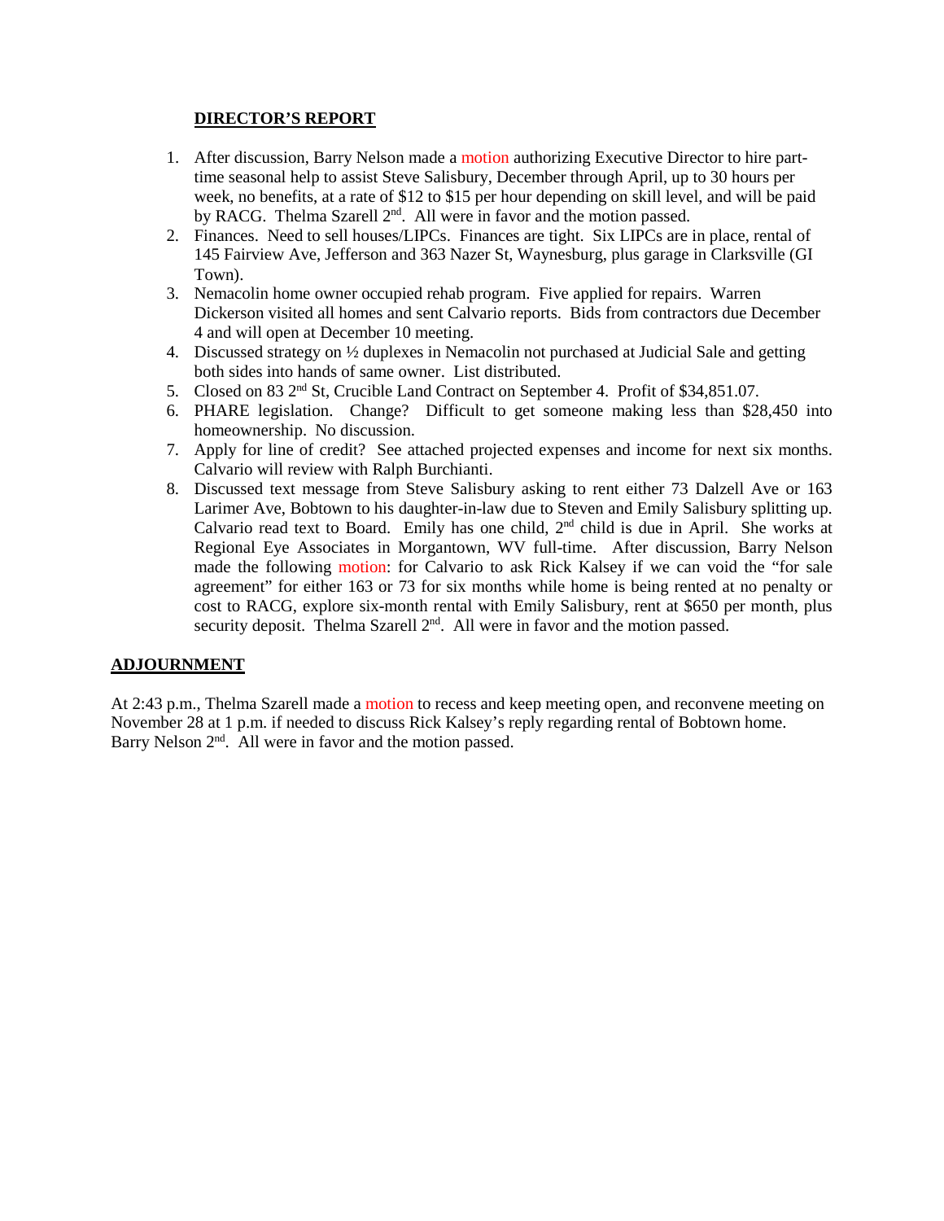## DIRECTOR'S REPORT

1. After discussion, Barry Nelson made a motion authorizing Executive Director to hire part-time seasonal help to assist Steve Salisbury, December through April, up to 30 hours per week, no benefits, at a rate of $12 to $15 per hour depending on skill level, and will be paid by RACG. Thelma Szarell 2nd. All were in favor and the motion passed.
2. Finances. Need to sell houses/LIPCs. Finances are tight. Six LIPCs are in place, rental of 145 Fairview Ave, Jefferson and 363 Nazer St, Waynesburg, plus garage in Clarksville (GI Town).
3. Nemacolin home owner occupied rehab program. Five applied for repairs. Warren Dickerson visited all homes and sent Calvario reports. Bids from contractors due December 4 and will open at December 10 meeting.
4. Discussed strategy on ½ duplexes in Nemacolin not purchased at Judicial Sale and getting both sides into hands of same owner. List distributed.
5. Closed on 83 2nd St, Crucible Land Contract on September 4. Profit of $34,851.07.
6. PHARE legislation. Change? Difficult to get someone making less than $28,450 into homeownership. No discussion.
7. Apply for line of credit? See attached projected expenses and income for next six months. Calvario will review with Ralph Burchianti.
8. Discussed text message from Steve Salisbury asking to rent either 73 Dalzell Ave or 163 Larimer Ave, Bobtown to his daughter-in-law due to Steven and Emily Salisbury splitting up. Calvario read text to Board. Emily has one child, 2nd child is due in April. She works at Regional Eye Associates in Morgantown, WV full-time. After discussion, Barry Nelson made the following motion: for Calvario to ask Rick Kalsey if we can void the "for sale agreement" for either 163 or 73 for six months while home is being rented at no penalty or cost to RACG, explore six-month rental with Emily Salisbury, rent at $650 per month, plus security deposit. Thelma Szarell 2nd. All were in favor and the motion passed.

## ADJOURNMENT

At 2:43 p.m., Thelma Szarell made a motion to recess and keep meeting open, and reconvene meeting on November 28 at 1 p.m. if needed to discuss Rick Kalsey's reply regarding rental of Bobtown home. Barry Nelson 2nd. All were in favor and the motion passed.